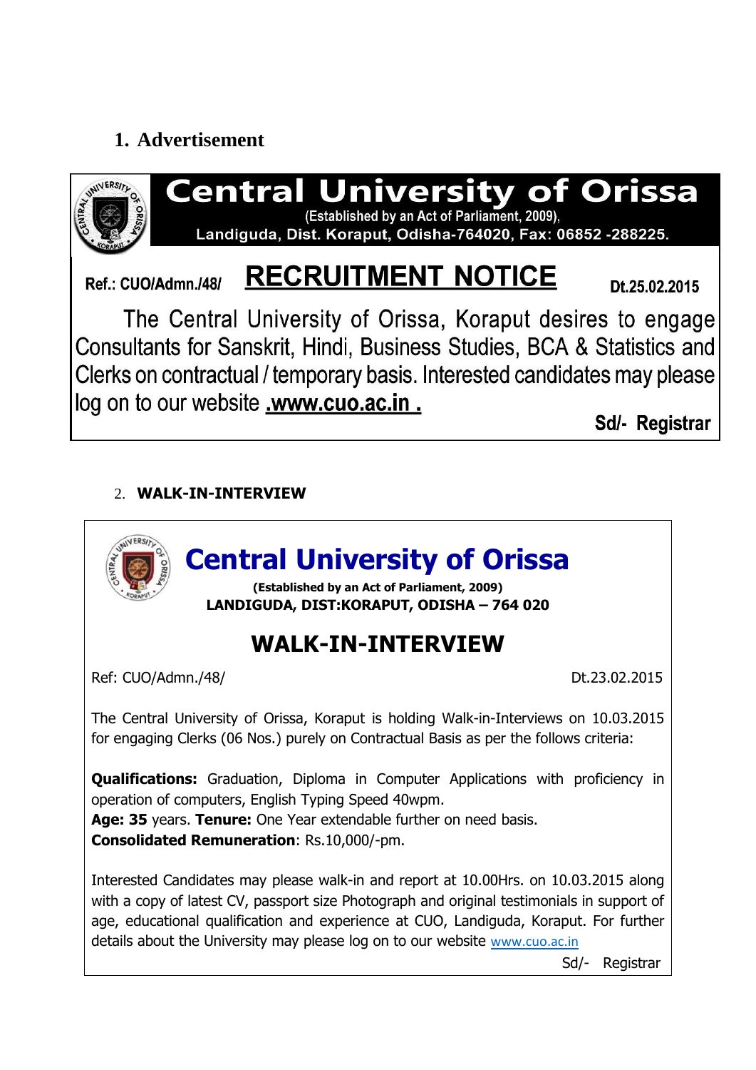## 1. Advertisement

# Central University of Orissa

(Established by an Act of Parliament, 2009),
Landiguda, Dist. Koraput, Odisha-764020, Fax: 06852 -288225.

**Ref.: CUO/Admn./48/**

## RECRUITMENT NOTICE

**Dt.25.02.2015**

The Central University of Orissa, Koraput desires to engage Consultants for Sanskrit, Hindi, Business Studies, BCA & Statistics and Clerks on contractual / temporary basis. Interested candidates may please log on to our website **.www.cuo.ac.in .**

**Sd/- Registrar**

## 2. WALK-IN-INTERVIEW

# Central University of Orissa

**(Established by an Act of Parliament, 2009)**
**LANDIGUDA, DIST:KORAPUT, ODISHA – 764 020**

## WALK-IN-INTERVIEW

Ref: CUO/Admn./48/ Dt.23.02.2015

The Central University of Orissa, Koraput is holding Walk-in-Interviews on 10.03.2015 for engaging Clerks (06 Nos.) purely on Contractual Basis as per the follows criteria:

**Qualifications:** Graduation, Diploma in Computer Applications with proficiency in operation of computers, English Typing Speed 40wpm.
**Age: 35** years. **Tenure:** One Year extendable further on need basis.
**Consolidated Remuneration**: Rs.10,000/-pm.

Interested Candidates may please walk-in and report at 10.00Hrs. on 10.03.2015 along with a copy of latest CV, passport size Photograph and original testimonials in support of age, educational qualification and experience at CUO, Landiguda, Koraput. For further details about the University may please log on to our website www.cuo.ac.in

Sd/- Registrar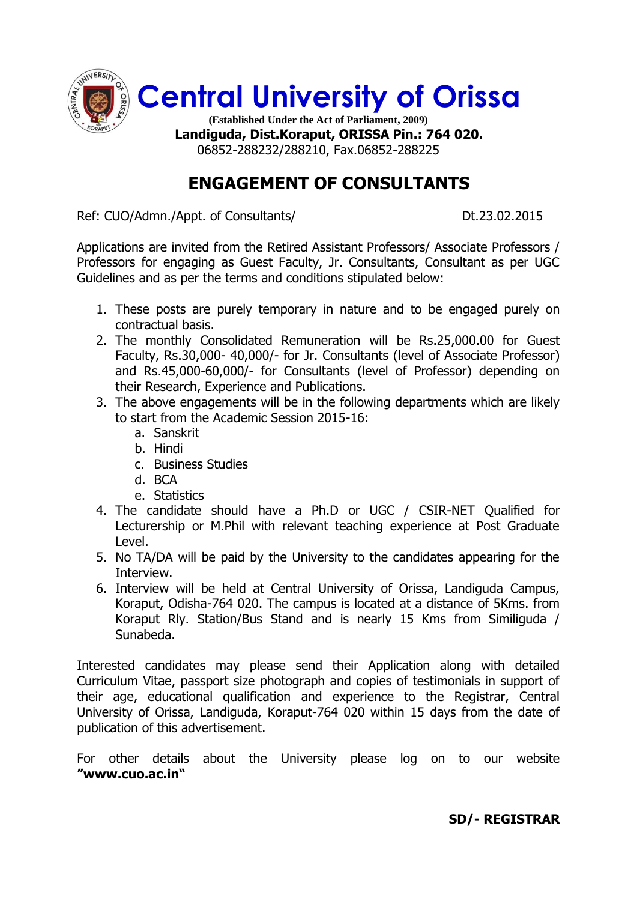# Central University of Orissa

**(Established Under the Act of Parliament, 2009)**
**Landiguda, Dist.Koraput, ORISSA Pin.: 764 020.**
06852-288232/288210, Fax.06852-288225

## ENGAGEMENT OF CONSULTANTS

Ref: CUO/Admn./Appt. of Consultants/ Dt.23.02.2015

Applications are invited from the Retired Assistant Professors/ Associate Professors / Professors for engaging as Guest Faculty, Jr. Consultants, Consultant as per UGC Guidelines and as per the terms and conditions stipulated below:

1. These posts are purely temporary in nature and to be engaged purely on contractual basis.
2. The monthly Consolidated Remuneration will be Rs.25,000.00 for Guest Faculty, Rs.30,000- 40,000/- for Jr. Consultants (level of Associate Professor) and Rs.45,000-60,000/- for Consultants (level of Professor) depending on their Research, Experience and Publications.
3. The above engagements will be in the following departments which are likely to start from the Academic Session 2015-16:
   a. Sanskrit
   b. Hindi
   c. Business Studies
   d. BCA
   e. Statistics
4. The candidate should have a Ph.D or UGC / CSIR-NET Qualified for Lecturership or M.Phil with relevant teaching experience at Post Graduate Level.
5. No TA/DA will be paid by the University to the candidates appearing for the Interview.
6. Interview will be held at Central University of Orissa, Landiguda Campus, Koraput, Odisha-764 020. The campus is located at a distance of 5Kms. from Koraput Rly. Station/Bus Stand and is nearly 15 Kms from Similiguda / Sunabeda.

Interested candidates may please send their Application along with detailed Curriculum Vitae, passport size photograph and copies of testimonials in support of their age, educational qualification and experience to the Registrar, Central University of Orissa, Landiguda, Koraput-764 020 within 15 days from the date of publication of this advertisement.

For other details about the University please log on to our website **"www.cuo.ac.in"**

**SD/- REGISTRAR**